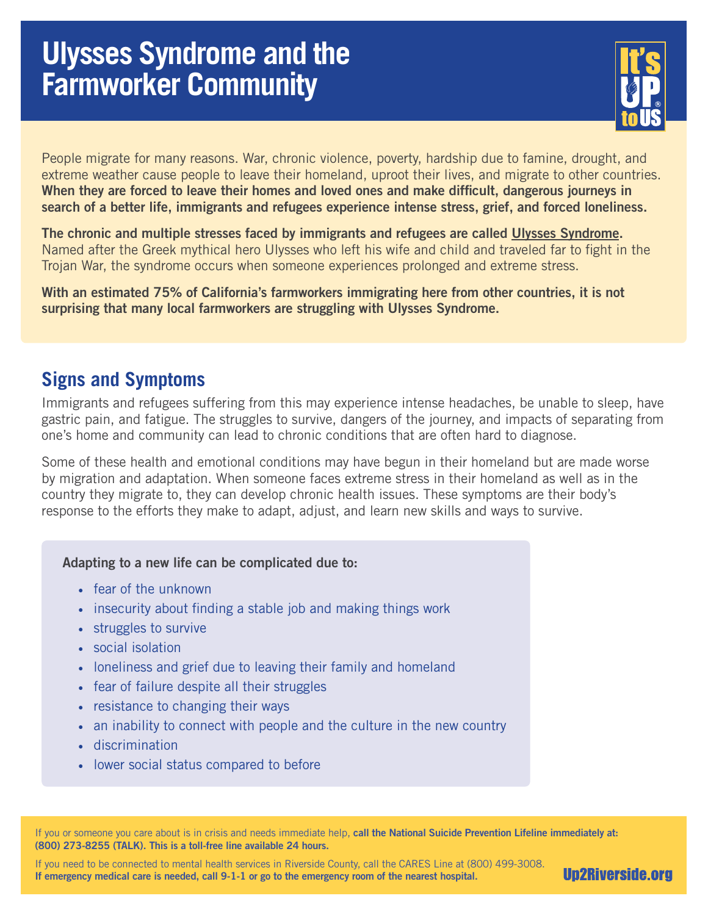# Ulysses Syndrome and the Farmworker Community

It's UP to US

People migrate for many reasons. War, chronic violence, poverty, hardship due to famine, drought, and extreme weather cause people to leave their homeland, uproot their lives, and migrate to other countries. **When they are forced to leave their homes and loved ones and make difficult, dangerous journeys in search of a better life, immigrants and refugees experience intense stress, grief, and forced loneliness.**

**The chronic and multiple stresses faced by immigrants and refugees are called Ulysses Syndrome.** Named after the Greek mythical hero Ulysses who left his wife and child and traveled far to fight in the Trojan War, the syndrome occurs when someone experiences prolonged and extreme stress.

**With an estimated 75% of California's farmworkers immigrating here from other countries, it is not surprising that many local farmworkers are struggling with Ulysses Syndrome.**

## Signs and Symptoms

Immigrants and refugees suffering from this may experience intense headaches, be unable to sleep, have gastric pain, and fatigue. The struggles to survive, dangers of the journey, and impacts of separating from one's home and community can lead to chronic conditions that are often hard to diagnose.

Some of these health and emotional conditions may have begun in their homeland but are made worse by migration and adaptation. When someone faces extreme stress in their homeland as well as in the country they migrate to, they can develop chronic health issues. These symptoms are their body's response to the efforts they make to adapt, adjust, and learn new skills and ways to survive.

**Adapting to a new life can be complicated due to:**

- fear of the unknown
- insecurity about finding a stable job and making things work
- struggles to survive
- social isolation
- loneliness and grief due to leaving their family and homeland
- fear of failure despite all their struggles
- resistance to changing their ways
- an inability to connect with people and the culture in the new country
- discrimination
- lower social status compared to before

If you or someone you care about is in crisis and needs immediate help, **call the National Suicide Prevention Lifeline immediately at: (800) 273-8255 (TALK). This is a toll-free line available 24 hours.**

If you need to be connected to mental health services in Riverside County, call the CARES Line at (800) 499-3008.
**If emergency medical care is needed, call 9-1-1 or go to the emergency room of the nearest hospital.**

**Up2Riverside.org**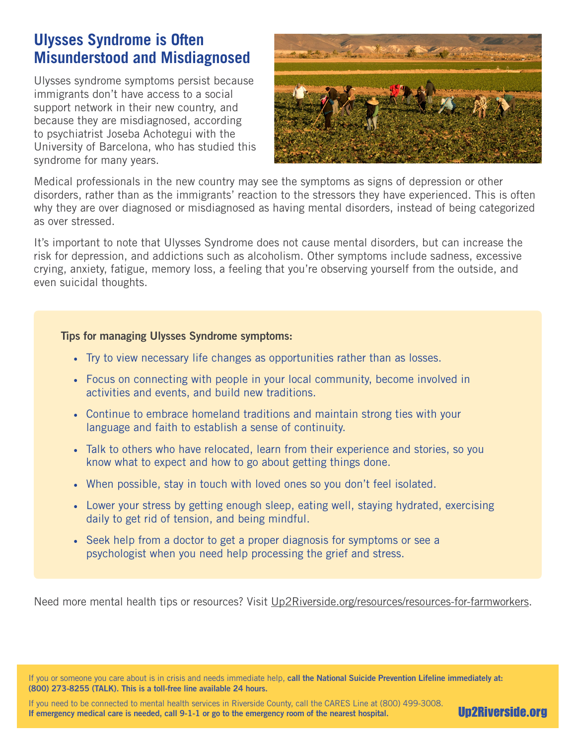## Ulysses Syndrome is Often Misunderstood and Misdiagnosed

Ulysses syndrome symptoms persist because immigrants don't have access to a social support network in their new country, and because they are misdiagnosed, according to psychiatrist Joseba Achotegui with the University of Barcelona, who has studied this syndrome for many years.

Medical professionals in the new country may see the symptoms as signs of depression or other disorders, rather than as the immigrants' reaction to the stressors they have experienced. This is often why they are over diagnosed or misdiagnosed as having mental disorders, instead of being categorized as over stressed.

It's important to note that Ulysses Syndrome does not cause mental disorders, but can increase the risk for depression, and addictions such as alcoholism. Other symptoms include sadness, excessive crying, anxiety, fatigue, memory loss, a feeling that you're observing yourself from the outside, and even suicidal thoughts.

**Tips for managing Ulysses Syndrome symptoms:**

- Try to view necessary life changes as opportunities rather than as losses.
- Focus on connecting with people in your local community, become involved in activities and events, and build new traditions.
- Continue to embrace homeland traditions and maintain strong ties with your language and faith to establish a sense of continuity.
- Talk to others who have relocated, learn from their experience and stories, so you know what to expect and how to go about getting things done.
- When possible, stay in touch with loved ones so you don't feel isolated.
- Lower your stress by getting enough sleep, eating well, staying hydrated, exercising daily to get rid of tension, and being mindful.
- Seek help from a doctor to get a proper diagnosis for symptoms or see a psychologist when you need help processing the grief and stress.

Need more mental health tips or resources? Visit Up2Riverside.org/resources/resources-for-farmworkers.

If you or someone you care about is in crisis and needs immediate help, **call the National Suicide Prevention Lifeline immediately at: (800) 273-8255 (TALK). This is a toll-free line available 24 hours.**

If you need to be connected to mental health services in Riverside County, call the CARES Line at (800) 499-3008.
**If emergency medical care is needed, call 9-1-1 or go to the emergency room of the nearest hospital.**

**Up2Riverside.org**